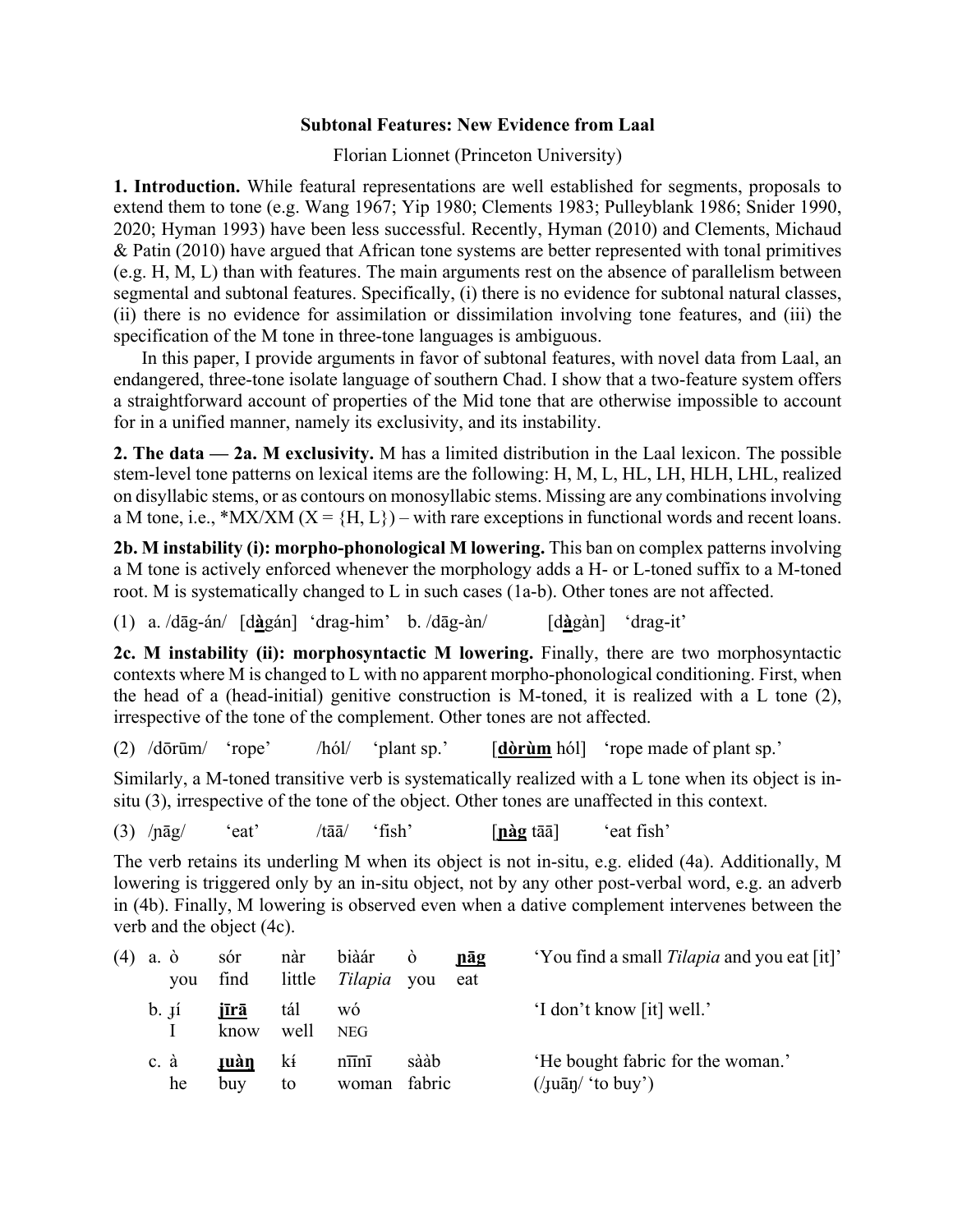**Subtonal Features: New Evidence from Laal**

Florian Lionnet (Princeton University)

**1. Introduction.** While featural representations are well established for segments, proposals to extend them to tone (e.g. Wang 1967; Yip 1980; Clements 1983; Pulleyblank 1986; Snider 1990, 2020; Hyman 1993) have been less successful. Recently, Hyman (2010) and Clements, Michaud & Patin (2010) have argued that African tone systems are better represented with tonal primitives (e.g. H, M, L) than with features. The main arguments rest on the absence of parallelism between segmental and subtonal features. Specifically, (i) there is no evidence for subtonal natural classes, (ii) there is no evidence for assimilation or dissimilation involving tone features, and (iii) the specification of the M tone in three-tone languages is ambiguous.

In this paper, I provide arguments in favor of subtonal features, with novel data from Laal, an endangered, three-tone isolate language of southern Chad. I show that a two-feature system offers a straightforward account of properties of the Mid tone that are otherwise impossible to account for in a unified manner, namely its exclusivity, and its instability.

**2. The data — 2a. M exclusivity.** M has a limited distribution in the Laal lexicon. The possible stem-level tone patterns on lexical items are the following: H, M, L, HL, LH, HLH, LHL, realized on disyllabic stems, or as contours on monosyllabic stems. Missing are any combinations involving a M tone, i.e., *MX/XM (X = {H, L}) – with rare exceptions in functional words and recent loans.

**2b. M instability (i): morpho-phonological M lowering.** This ban on complex patterns involving a M tone is actively enforced whenever the morphology adds a H- or L-toned suffix to a M-toned root. M is systematically changed to L in such cases (1a-b). Other tones are not affected.

(1) a. /dāg-án/ [d**<u>à</u>**gán] 'drag-him' b. /dāg-àn/ [d**<u>à</u>**gàn] 'drag-it'

**2c. M instability (ii): morphosyntactic M lowering.** Finally, there are two morphosyntactic contexts where M is changed to L with no apparent morpho-phonological conditioning. First, when the head of a (head-initial) genitive construction is M-toned, it is realized with a L tone (2), irrespective of the tone of the complement. Other tones are not affected.

(2) /dōrūm/ 'rope' /hól/ 'plant sp.' [**<u>dòrùm</u>** hól] 'rope made of plant sp.'

Similarly, a M-toned transitive verb is systematically realized with a L tone when its object is in-situ (3), irrespective of the tone of the object. Other tones are unaffected in this context.

(3) /ɲāg/ 'eat' /tāā/ 'fish' [**<u>ɲàg</u>** tāā] 'eat fish'

The verb retains its underlying M when its object is not in-situ, e.g. elided (4a). Additionally, M lowering is triggered only by an in-situ object, not by any other post-verbal word, e.g. an adverb in (4b). Finally, M lowering is observed even when a dative complement intervenes between the verb and the object (4c).

(4) a. ò sór nàr biàár ò **<u>ɲāg</u>** 'You find a small *Tilapia* and you eat [it]'
you find little *Tilapia* you eat

b. ɟí **<u>jīrā</u>** tál wó 'I don't know [it] well.'
I know well NEG

c. à **<u>ɟuàŋ</u>** kɨ́ nīīnī sààb 'He bought fabric for the woman.' (/ɟuāŋ/ 'to buy')
he buy to woman fabric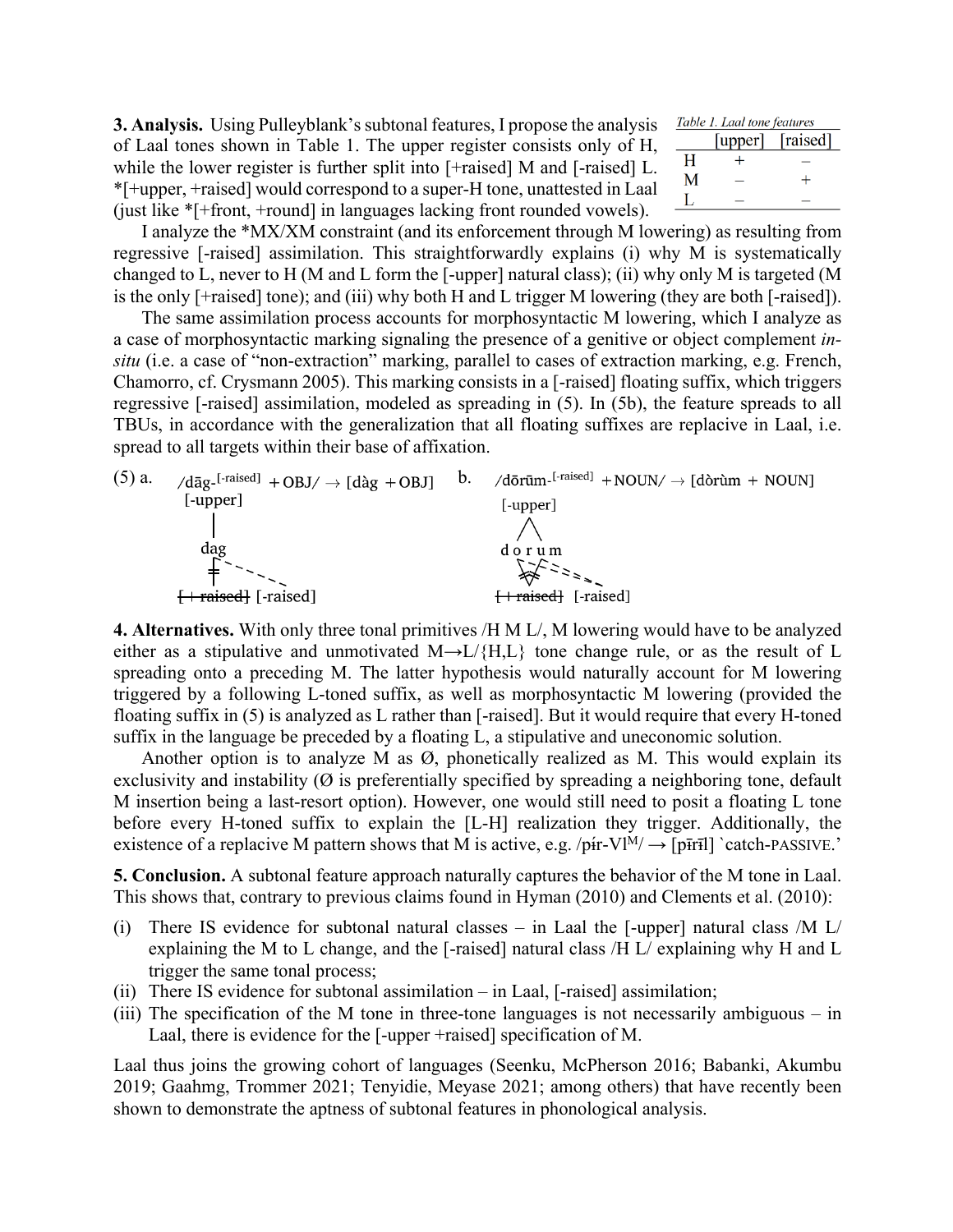**3. Analysis.** Using Pulleyblank's subtonal features, I propose the analysis of Laal tones shown in Table 1. The upper register consists only of H, while the lower register is further split into [+raised] M and [-raised] L. *[+upper, +raised] would correspond to a super-H tone, unattested in Laal (just like *[+front, +round] in languages lacking front rounded vowels).

*Table 1. Laal tone features*

| | [upper] | [raised] |
|---|---|---|
| H | + | – |
| M | – | + |
| L | – | – |

I analyze the *MX/XM constraint (and its enforcement through M lowering) as resulting from regressive [-raised] assimilation. This straightforwardly explains (i) why M is systematically changed to L, never to H (M and L form the [-upper] natural class); (ii) why only M is targeted (M is the only [+raised] tone); and (iii) why both H and L trigger M lowering (they are both [-raised]).

The same assimilation process accounts for morphosyntactic M lowering, which I analyze as a case of morphosyntactic marking signaling the presence of a genitive or object complement *in-situ* (i.e. a case of "non-extraction" marking, parallel to cases of extraction marking, e.g. French, Chamorro, cf. Crysmann 2005). This marking consists in a [-raised] floating suffix, which triggers regressive [-raised] assimilation, modeled as spreading in (5). In (5b), the feature spreads to all TBUs, in accordance with the generalization that all floating suffixes are replacive in Laal, i.e. spread to all targets within their base of affixation.

(5) a. /dāg-[-raised] + OBJ/ → [dàg + OBJ]

[-upper]
|
dag
ǂ
~~[+raised]~~ [-raised]

b. /dōrūm-[-raised] + NOUN/ → [dòrùm + NOUN]

[-upper]
/\
d o r u m
~~[+raised]~~ [-raised]

**4. Alternatives.** With only three tonal primitives /H M L/, M lowering would have to be analyzed either as a stipulative and unmotivated M→L/{H,L} tone change rule, or as the result of L spreading onto a preceding M. The latter hypothesis would naturally account for M lowering triggered by a following L-toned suffix, as well as morphosyntactic M lowering (provided the floating suffix in (5) is analyzed as L rather than [-raised]. But it would require that every H-toned suffix in the language be preceded by a floating L, a stipulative and uneconomic solution.

Another option is to analyze M as Ø, phonetically realized as M. This would explain its exclusivity and instability (Ø is preferentially specified by spreading a neighboring tone, default M insertion being a last-resort option). However, one would still need to posit a floating L tone before every H-toned suffix to explain the [L-H] realization they trigger. Additionally, the existence of a replacive M pattern shows that M is active, e.g. /pɨ́r-VI[M]/ → [pīrīl] 'catch-PASSIVE.'

**5. Conclusion.** A subtonal feature approach naturally captures the behavior of the M tone in Laal. This shows that, contrary to previous claims found in Hyman (2010) and Clements et al. (2010):

(i) There IS evidence for subtonal natural classes – in Laal the [-upper] natural class /M L/ explaining the M to L change, and the [-raised] natural class /H L/ explaining why H and L trigger the same tonal process;

(ii) There IS evidence for subtonal assimilation – in Laal, [-raised] assimilation;

(iii) The specification of the M tone in three-tone languages is not necessarily ambiguous – in Laal, there is evidence for the [-upper +raised] specification of M.

Laal thus joins the growing cohort of languages (Seenku, McPherson 2016; Babanki, Akumbu 2019; Gaahmg, Trommer 2021; Tenyidie, Meyase 2021; among others) that have recently been shown to demonstrate the aptness of subtonal features in phonological analysis.